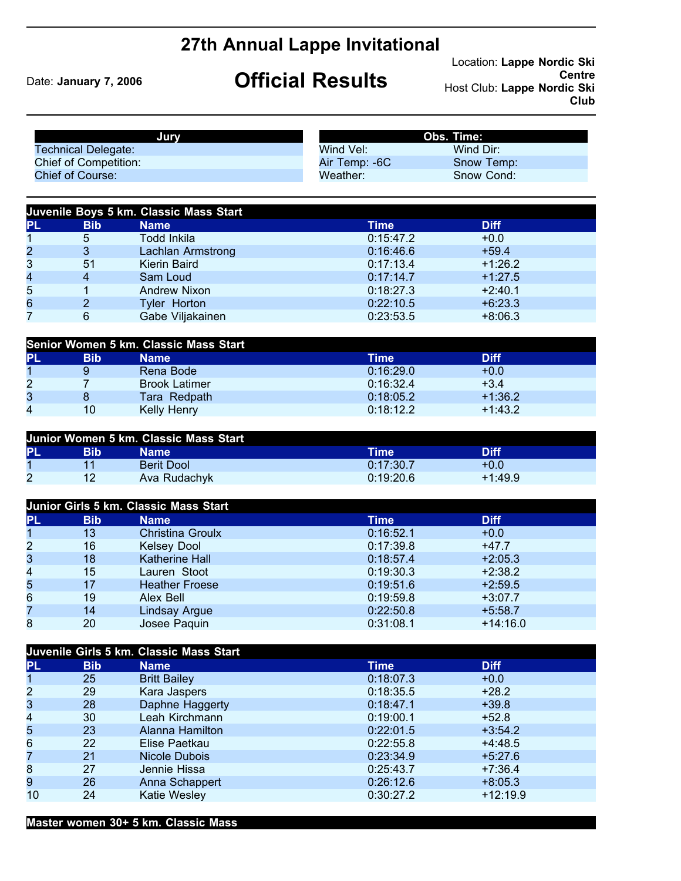# 27th Annual Lappe Invitational

## Official Results

Date: **January 7, 2006**

Location: **Lappe Nordic Ski Centre**
Host Club: **Lappe Nordic Ski Club**

| Jury | |
|---|---|
| Technical Delegate: | |
| Chief of Competition: | |
| Chief of Course: | |

| Obs. Time: | |
|---|---|
| Wind Vel: | Wind Dir: |
| Air Temp: -6C | Snow Temp: |
| Weather: | Snow Cond: |

### Juvenile Boys 5 km. Classic Mass Start

| PL | Bib | Name | Time | Diff |
|---|---|---|---|---|
| 1 | 5 | Todd Inkila | 0:15:47.2 | +0.0 |
| 2 | 3 | Lachlan Armstrong | 0:16:46.6 | +59.4 |
| 3 | 51 | Kierin Baird | 0:17:13.4 | +1:26.2 |
| 4 | 4 | Sam Loud | 0:17:14.7 | +1:27.5 |
| 5 | 1 | Andrew Nixon | 0:18:27.3 | +2:40.1 |
| 6 | 2 | Tyler Horton | 0:22:10.5 | +6:23.3 |
| 7 | 6 | Gabe Viljakainen | 0:23:53.5 | +8:06.3 |

### Senior Women 5 km. Classic Mass Start

| PL | Bib | Name | Time | Diff |
|---|---|---|---|---|
| 1 | 9 | Rena Bode | 0:16:29.0 | +0.0 |
| 2 | 7 | Brook Latimer | 0:16:32.4 | +3.4 |
| 3 | 8 | Tara Redpath | 0:18:05.2 | +1:36.2 |
| 4 | 10 | Kelly Henry | 0:18:12.2 | +1:43.2 |

### Junior Women 5 km. Classic Mass Start

| PL | Bib | Name | Time | Diff |
|---|---|---|---|---|
| 1 | 11 | Berit Dool | 0:17:30.7 | +0.0 |
| 2 | 12 | Ava Rudachyk | 0:19:20.6 | +1:49.9 |

### Junior Girls 5 km. Classic Mass Start

| PL | Bib | Name | Time | Diff |
|---|---|---|---|---|
| 1 | 13 | Christina Groulx | 0:16:52.1 | +0.0 |
| 2 | 16 | Kelsey Dool | 0:17:39.8 | +47.7 |
| 3 | 18 | Katherine Hall | 0:18:57.4 | +2:05.3 |
| 4 | 15 | Lauren Stoot | 0:19:30.3 | +2:38.2 |
| 5 | 17 | Heather Froese | 0:19:51.6 | +2:59.5 |
| 6 | 19 | Alex Bell | 0:19:59.8 | +3:07.7 |
| 7 | 14 | Lindsay Argue | 0:22:50.8 | +5:58.7 |
| 8 | 20 | Josee Paquin | 0:31:08.1 | +14:16.0 |

### Juvenile Girls 5 km. Classic Mass Start

| PL | Bib | Name | Time | Diff |
|---|---|---|---|---|
| 1 | 25 | Britt Bailey | 0:18:07.3 | +0.0 |
| 2 | 29 | Kara Jaspers | 0:18:35.5 | +28.2 |
| 3 | 28 | Daphne Haggerty | 0:18:47.1 | +39.8 |
| 4 | 30 | Leah Kirchmann | 0:19:00.1 | +52.8 |
| 5 | 23 | Alanna Hamilton | 0:22:01.5 | +3:54.2 |
| 6 | 22 | Elise Paetkau | 0:22:55.8 | +4:48.5 |
| 7 | 21 | Nicole Dubois | 0:23:34.9 | +5:27.6 |
| 8 | 27 | Jennie Hissa | 0:25:43.7 | +7:36.4 |
| 9 | 26 | Anna Schappert | 0:26:12.6 | +8:05.3 |
| 10 | 24 | Katie Wesley | 0:30:27.2 | +12:19.9 |

### Master women 30+ 5 km. Classic Mass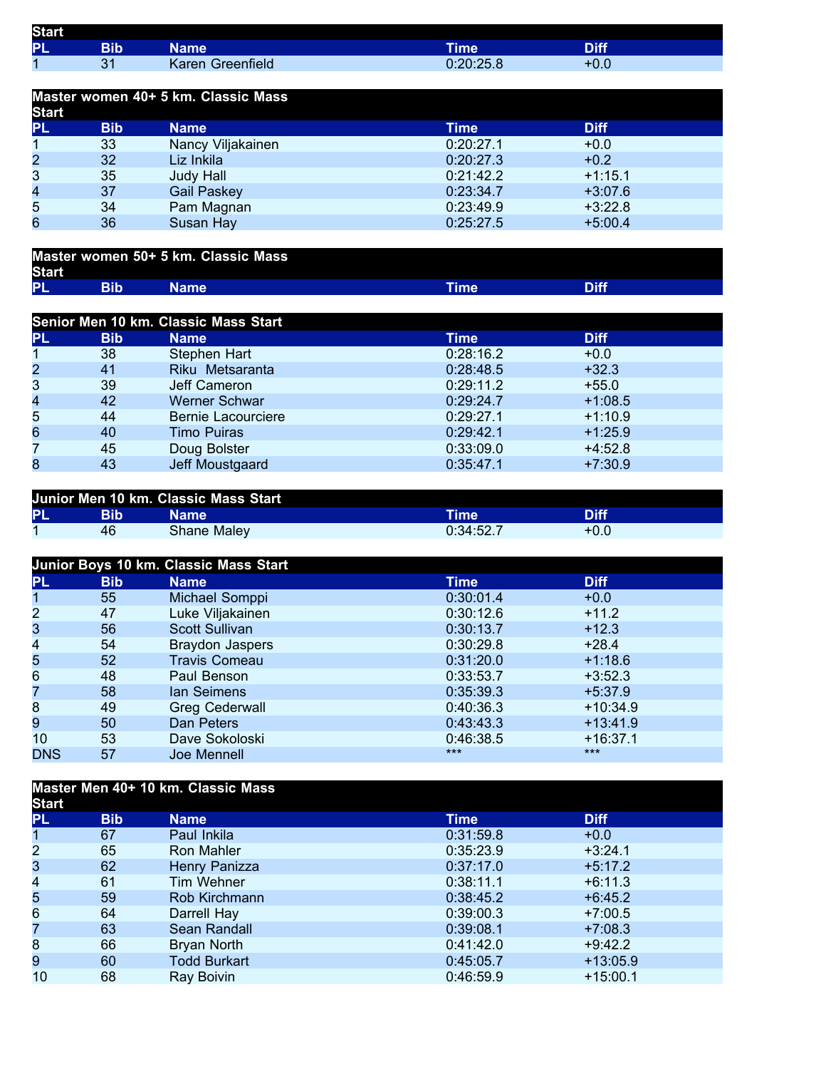### Start

| PL | Bib | Name | Time | Diff |
|---|---|---|---|---|
| 1 | 31 | Karen Greenfield | 0:20:25.8 | +0.0 |

### Master women 40+ 5 km. Classic Mass Start

| PL | Bib | Name | Time | Diff |
|---|---|---|---|---|
| 1 | 33 | Nancy Viljakainen | 0:20:27.1 | +0.0 |
| 2 | 32 | Liz Inkila | 0:20:27.3 | +0.2 |
| 3 | 35 | Judy Hall | 0:21:42.2 | +1:15.1 |
| 4 | 37 | Gail Paskey | 0:23:34.7 | +3:07.6 |
| 5 | 34 | Pam Magnan | 0:23:49.9 | +3:22.8 |
| 6 | 36 | Susan Hay | 0:25:27.5 | +5:00.4 |

### Master women 50+ 5 km. Classic Mass Start

| PL | Bib | Name | Time | Diff |
|---|---|---|---|---|

### Senior Men 10 km. Classic Mass Start

| PL | Bib | Name | Time | Diff |
|---|---|---|---|---|
| 1 | 38 | Stephen Hart | 0:28:16.2 | +0.0 |
| 2 | 41 | Riku Metsaranta | 0:28:48.5 | +32.3 |
| 3 | 39 | Jeff Cameron | 0:29:11.2 | +55.0 |
| 4 | 42 | Werner Schwar | 0:29:24.7 | +1:08.5 |
| 5 | 44 | Bernie Lacourciere | 0:29:27.1 | +1:10.9 |
| 6 | 40 | Timo Puiras | 0:29:42.1 | +1:25.9 |
| 7 | 45 | Doug Bolster | 0:33:09.0 | +4:52.8 |
| 8 | 43 | Jeff Moustgaard | 0:35:47.1 | +7:30.9 |

### Junior Men 10 km. Classic Mass Start

| PL | Bib | Name | Time | Diff |
|---|---|---|---|---|
| 1 | 46 | Shane Maley | 0:34:52.7 | +0.0 |

### Junior Boys 10 km. Classic Mass Start

| PL | Bib | Name | Time | Diff |
|---|---|---|---|---|
| 1 | 55 | Michael Somppi | 0:30:01.4 | +0.0 |
| 2 | 47 | Luke Viljakainen | 0:30:12.6 | +11.2 |
| 3 | 56 | Scott Sullivan | 0:30:13.7 | +12.3 |
| 4 | 54 | Braydon Jaspers | 0:30:29.8 | +28.4 |
| 5 | 52 | Travis Comeau | 0:31:20.0 | +1:18.6 |
| 6 | 48 | Paul Benson | 0:33:53.7 | +3:52.3 |
| 7 | 58 | Ian Seimens | 0:35:39.3 | +5:37.9 |
| 8 | 49 | Greg Cederwall | 0:40:36.3 | +10:34.9 |
| 9 | 50 | Dan Peters | 0:43:43.3 | +13:41.9 |
| 10 | 53 | Dave Sokoloski | 0:46:38.5 | +16:37.1 |
| DNS | 57 | Joe Mennell | *** | *** |

### Master Men 40+ 10 km. Classic Mass Start

| PL | Bib | Name | Time | Diff |
|---|---|---|---|---|
| 1 | 67 | Paul Inkila | 0:31:59.8 | +0.0 |
| 2 | 65 | Ron Mahler | 0:35:23.9 | +3:24.1 |
| 3 | 62 | Henry Panizza | 0:37:17.0 | +5:17.2 |
| 4 | 61 | Tim Wehner | 0:38:11.1 | +6:11.3 |
| 5 | 59 | Rob Kirchmann | 0:38:45.2 | +6:45.2 |
| 6 | 64 | Darrell Hay | 0:39:00.3 | +7:00.5 |
| 7 | 63 | Sean Randall | 0:39:08.1 | +7:08.3 |
| 8 | 66 | Bryan North | 0:41:42.0 | +9:42.2 |
| 9 | 60 | Todd Burkart | 0:45:05.7 | +13:05.9 |
| 10 | 68 | Ray Boivin | 0:46:59.9 | +15:00.1 |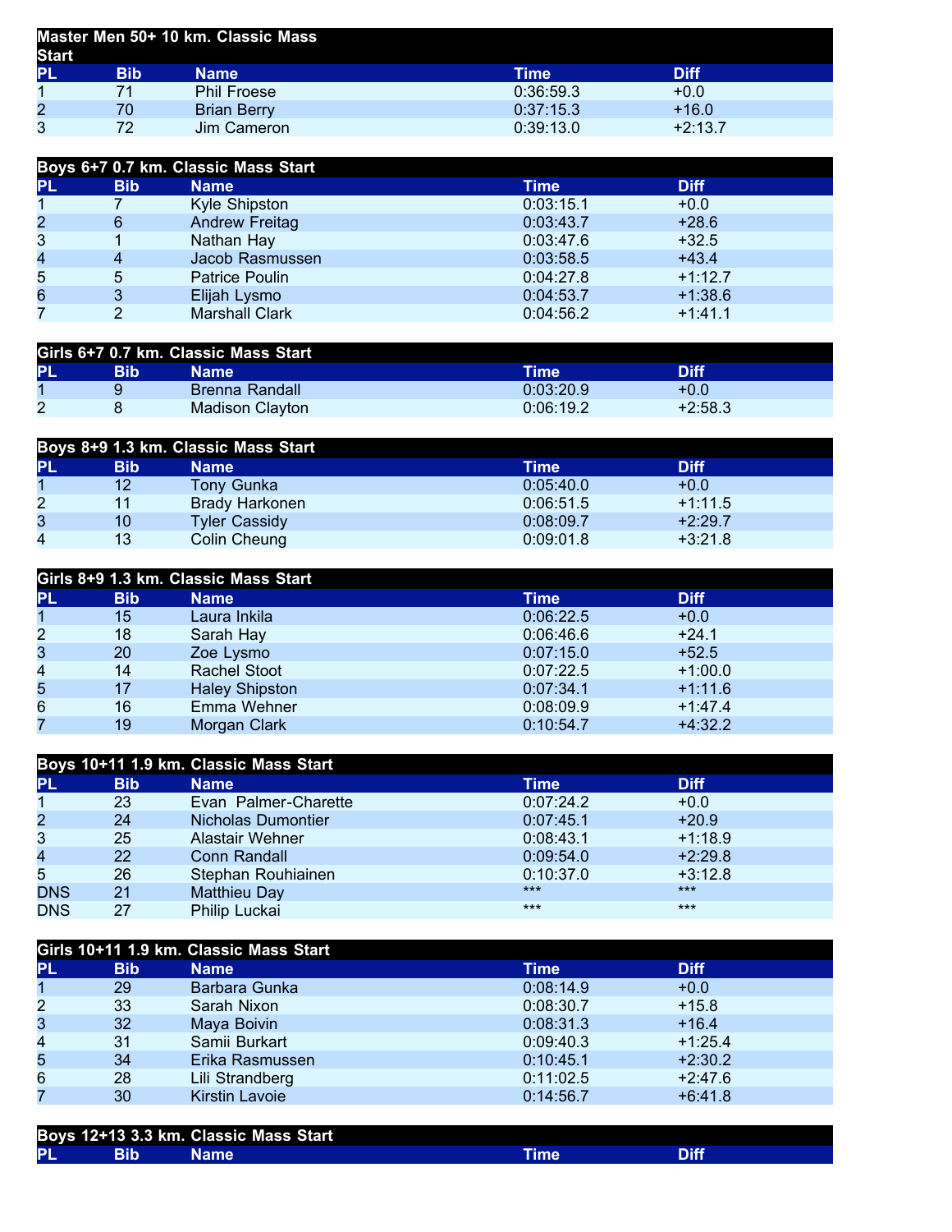## Master Men 50+ 10 km. Classic Mass Start

| PL | Bib | Name | Time | Diff |
|---|---|---|---|---|
| 1 | 71 | Phil Froese | 0:36:59.3 | +0.0 |
| 2 | 70 | Brian Berry | 0:37:15.3 | +16.0 |
| 3 | 72 | Jim Cameron | 0:39:13.0 | +2:13.7 |

## Boys 6+7 0.7 km. Classic Mass Start

| PL | Bib | Name | Time | Diff |
|---|---|---|---|---|
| 1 | 7 | Kyle Shipston | 0:03:15.1 | +0.0 |
| 2 | 6 | Andrew Freitag | 0:03:43.7 | +28.6 |
| 3 | 1 | Nathan Hay | 0:03:47.6 | +32.5 |
| 4 | 4 | Jacob Rasmussen | 0:03:58.5 | +43.4 |
| 5 | 5 | Patrice Poulin | 0:04:27.8 | +1:12.7 |
| 6 | 3 | Elijah Lysmo | 0:04:53.7 | +1:38.6 |
| 7 | 2 | Marshall Clark | 0:04:56.2 | +1:41.1 |

## Girls 6+7 0.7 km. Classic Mass Start

| PL | Bib | Name | Time | Diff |
|---|---|---|---|---|
| 1 | 9 | Brenna Randall | 0:03:20.9 | +0.0 |
| 2 | 8 | Madison Clayton | 0:06:19.2 | +2:58.3 |

## Boys 8+9 1.3 km. Classic Mass Start

| PL | Bib | Name | Time | Diff |
|---|---|---|---|---|
| 1 | 12 | Tony Gunka | 0:05:40.0 | +0.0 |
| 2 | 11 | Brady Harkonen | 0:06:51.5 | +1:11.5 |
| 3 | 10 | Tyler Cassidy | 0:08:09.7 | +2:29.7 |
| 4 | 13 | Colin Cheung | 0:09:01.8 | +3:21.8 |

## Girls 8+9 1.3 km. Classic Mass Start

| PL | Bib | Name | Time | Diff |
|---|---|---|---|---|
| 1 | 15 | Laura Inkila | 0:06:22.5 | +0.0 |
| 2 | 18 | Sarah Hay | 0:06:46.6 | +24.1 |
| 3 | 20 | Zoe Lysmo | 0:07:15.0 | +52.5 |
| 4 | 14 | Rachel Stoot | 0:07:22.5 | +1:00.0 |
| 5 | 17 | Haley Shipston | 0:07:34.1 | +1:11.6 |
| 6 | 16 | Emma Wehner | 0:08:09.9 | +1:47.4 |
| 7 | 19 | Morgan Clark | 0:10:54.7 | +4:32.2 |

## Boys 10+11 1.9 km. Classic Mass Start

| PL | Bib | Name | Time | Diff |
|---|---|---|---|---|
| 1 | 23 | Evan Palmer-Charette | 0:07:24.2 | +0.0 |
| 2 | 24 | Nicholas Dumontier | 0:07:45.1 | +20.9 |
| 3 | 25 | Alastair Wehner | 0:08:43.1 | +1:18.9 |
| 4 | 22 | Conn Randall | 0:09:54.0 | +2:29.8 |
| 5 | 26 | Stephan Rouhiainen | 0:10:37.0 | +3:12.8 |
| DNS | 21 | Matthieu Day | *** | *** |
| DNS | 27 | Philip Luckai | *** | *** |

## Girls 10+11 1.9 km. Classic Mass Start

| PL | Bib | Name | Time | Diff |
|---|---|---|---|---|
| 1 | 29 | Barbara Gunka | 0:08:14.9 | +0.0 |
| 2 | 33 | Sarah Nixon | 0:08:30.7 | +15.8 |
| 3 | 32 | Maya Boivin | 0:08:31.3 | +16.4 |
| 4 | 31 | Samii Burkart | 0:09:40.3 | +1:25.4 |
| 5 | 34 | Erika Rasmussen | 0:10:45.1 | +2:30.2 |
| 6 | 28 | Lili Strandberg | 0:11:02.5 | +2:47.6 |
| 7 | 30 | Kirstin Lavoie | 0:14:56.7 | +6:41.8 |

## Boys 12+13 3.3 km. Classic Mass Start

| PL | Bib | Name | Time | Diff |
|---|---|---|---|---|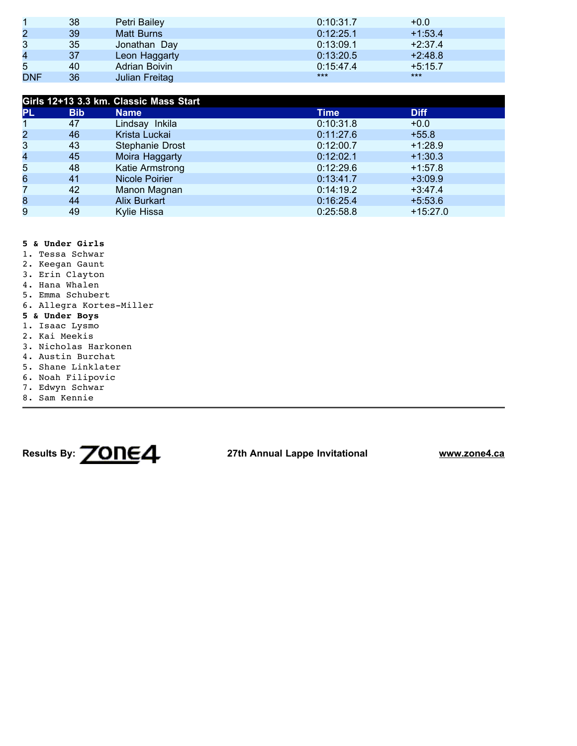| | | | | |
|---|---|---|---|---|
| 1 | 38 | Petri Bailey | 0:10:31.7 | +0.0 |
| 2 | 39 | Matt Burns | 0:12:25.1 | +1:53.4 |
| 3 | 35 | Jonathan Day | 0:13:09.1 | +2:37.4 |
| 4 | 37 | Leon Haggarty | 0:13:20.5 | +2:48.8 |
| 5 | 40 | Adrian Boivin | 0:15:47.4 | +5:15.7 |
| DNF | 36 | Julian Freitag | *** | *** |

## Girls 12+13 3.3 km. Classic Mass Start

| PL | Bib | Name | Time | Diff |
|---|---|---|---|---|
| 1 | 47 | Lindsay Inkila | 0:10:31.8 | +0.0 |
| 2 | 46 | Krista Luckai | 0:11:27.6 | +55.8 |
| 3 | 43 | Stephanie Drost | 0:12:00.7 | +1:28.9 |
| 4 | 45 | Moira Haggarty | 0:12:02.1 | +1:30.3 |
| 5 | 48 | Katie Armstrong | 0:12:29.6 | +1:57.8 |
| 6 | 41 | Nicole Poirier | 0:13:41.7 | +3:09.9 |
| 7 | 42 | Manon Magnan | 0:14:19.2 | +3:47.4 |
| 8 | 44 | Alix Burkart | 0:16:25.4 | +5:53.6 |
| 9 | 49 | Kylie Hissa | 0:25:58.8 | +15:27.0 |

**5 & Under Girls**

1. Tessa Schwar
2. Keegan Gaunt
3. Erin Clayton
4. Hana Whalen
5. Emma Schubert
6. Allegra Kortes-Miller

**5 & Under Boys**

1. Isaac Lysmo
2. Kai Meekis
3. Nicholas Harkonen
4. Austin Burchat
5. Shane Linklater
6. Noah Filipovic
7. Edwyn Schwar
8. Sam Kennie